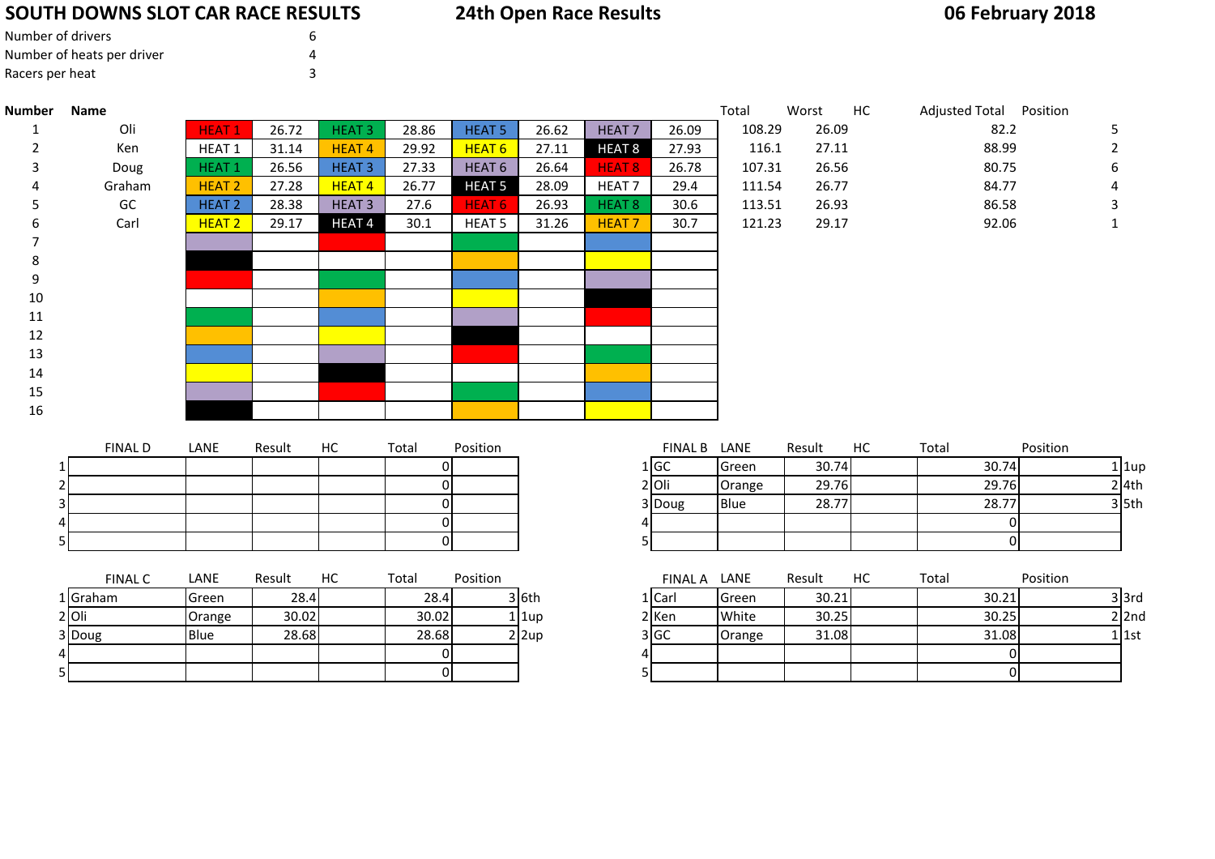# SOUTH DOWNS SLOT CAR RACE RESULTS

**24th Open Race Results**

**06 February 2018**

| | |
|---|---|
| Number of drivers | 6 |
| Number of heats per driver | 4 |
| Racers per heat | 3 |

| Number | Name | | | | | | | | | Total | Worst | HC | Adjusted Total | Position |
|---|---|---|---|---|---|---|---|---|---|---|---|---|---|---|
| 1 | Oli | HEAT 1 | 26.72 | HEAT 3 | 28.86 | HEAT 5 | 26.62 | HEAT 7 | 26.09 | 108.29 | 26.09 | | 82.2 | 5 |
| 2 | Ken | HEAT 1 | 31.14 | HEAT 4 | 29.92 | HEAT 6 | 27.11 | HEAT 8 | 27.93 | 116.1 | 27.11 | | 88.99 | 2 |
| 3 | Doug | HEAT 1 | 26.56 | HEAT 3 | 27.33 | HEAT 6 | 26.64 | HEAT 8 | 26.78 | 107.31 | 26.56 | | 80.75 | 6 |
| 4 | Graham | HEAT 2 | 27.28 | HEAT 4 | 26.77 | HEAT 5 | 28.09 | HEAT 7 | 29.4 | 111.54 | 26.77 | | 84.77 | 4 |
| 5 | GC | HEAT 2 | 28.38 | HEAT 3 | 27.6 | HEAT 6 | 26.93 | HEAT 8 | 30.6 | 113.51 | 26.93 | | 86.58 | 3 |
| 6 | Carl | HEAT 2 | 29.17 | HEAT 4 | 30.1 | HEAT 5 | 31.26 | HEAT 7 | 30.7 | 121.23 | 29.17 | | 92.06 | 1 |
| 7 | | | | | | | | | | | | | | |
| 8 | | | | | | | | | | | | | | |
| 9 | | | | | | | | | | | | | | |
| 10 | | | | | | | | | | | | | | |
| 11 | | | | | | | | | | | | | | |
| 12 | | | | | | | | | | | | | | |
| 13 | | | | | | | | | | | | | | |
| 14 | | | | | | | | | | | | | | |
| 15 | | | | | | | | | | | | | | |
| 16 | | | | | | | | | | | | | | |

| | FINAL D | LANE | Result | HC | Total | Position |
|---|---|---|---|---|---|---|
| 1 | | | | | 0 | |
| 2 | | | | | 0 | |
| 3 | | | | | 0 | |
| 4 | | | | | 0 | |
| 5 | | | | | 0 | |

| | FINAL B | LANE | Result | HC | Total | Position | |
|---|---|---|---|---|---|---|---|
| 1 | GC | Green | 30.74 | | 30.74 | 1 | 1up |
| 2 | Oli | Orange | 29.76 | | 29.76 | 2 | 4th |
| 3 | Doug | Blue | 28.77 | | 28.77 | 3 | 5th |
| 4 | | | | | 0 | | |
| 5 | | | | | 0 | | |

| | FINAL C | LANE | Result | HC | Total | Position | |
|---|---|---|---|---|---|---|---|
| 1 | Graham | Green | 28.4 | | 28.4 | 3 | 6th |
| 2 | Oli | Orange | 30.02 | | 30.02 | 1 | 1up |
| 3 | Doug | Blue | 28.68 | | 28.68 | 2 | 2up |
| 4 | | | | | 0 | | |
| 5 | | | | | 0 | | |

| | FINAL A | LANE | Result | HC | Total | Position | |
|---|---|---|---|---|---|---|---|
| 1 | Carl | Green | 30.21 | | 30.21 | 3 | 3rd |
| 2 | Ken | White | 30.25 | | 30.25 | 2 | 2nd |
| 3 | GC | Orange | 31.08 | | 31.08 | 1 | 1st |
| 4 | | | | | 0 | | |
| 5 | | | | | 0 | | |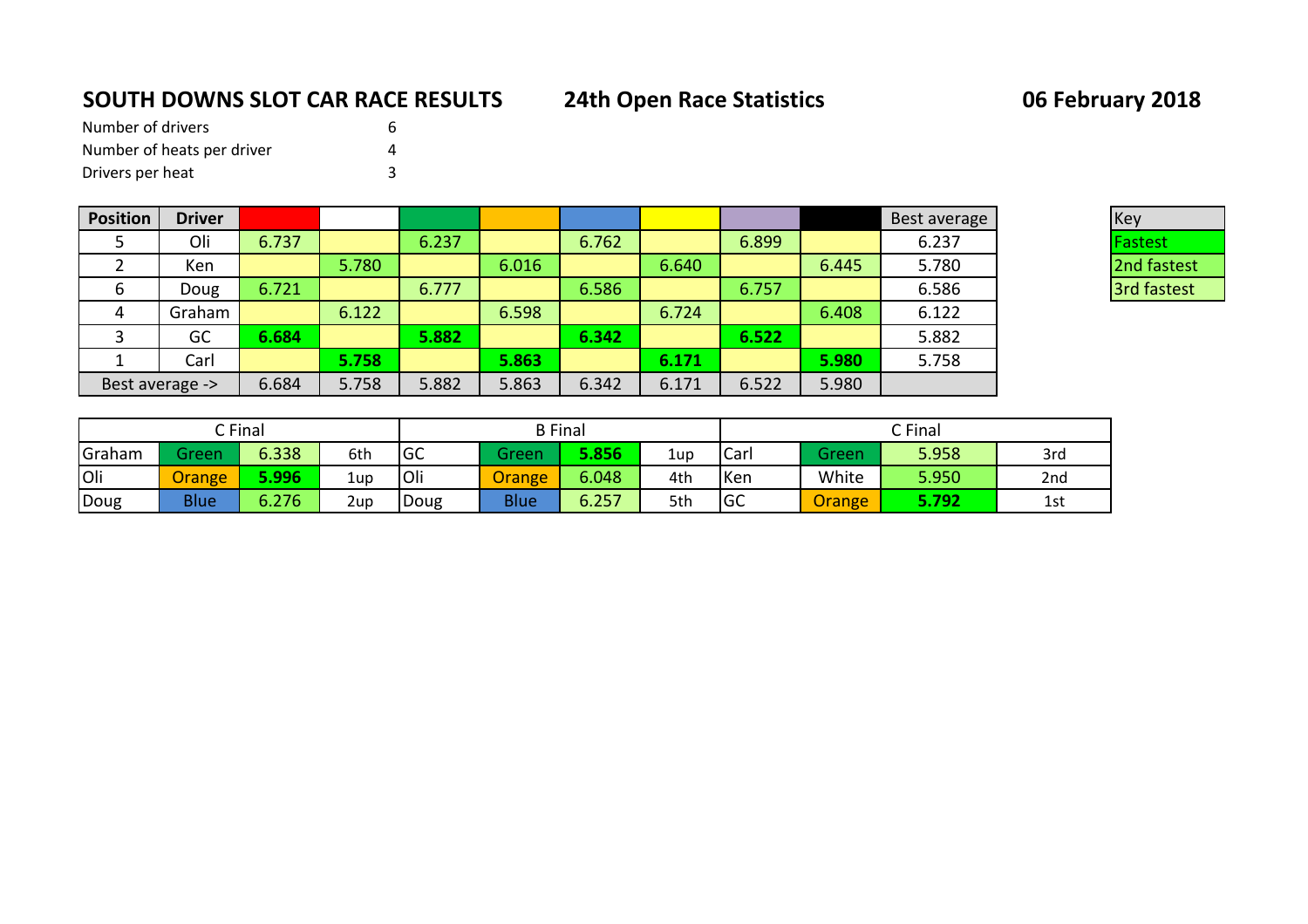**SOUTH DOWNS SLOT CAR RACE RESULTS** **24th Open Race Statistics** **06 February 2018**

Number of drivers 6
Number of heats per driver 4
Drivers per heat 3

| Position | Driver | Red | White | Green | Orange | Blue | Yellow | Purple | Black | Best average |
|---|---|---|---|---|---|---|---|---|---|---|
| 5 | Oli | 6.737 | | 6.237 | | 6.762 | | 6.899 | | 6.237 |
| 2 | Ken | | 5.780 | | 6.016 | | 6.640 | | 6.445 | 5.780 |
| 6 | Doug | 6.721 | | 6.777 | | 6.586 | | 6.757 | | 6.586 |
| 4 | Graham | | 6.122 | | 6.598 | | 6.724 | | 6.408 | 6.122 |
| 3 | GC | **6.684** | | **5.882** | | **6.342** | | **6.522** | | 5.882 |
| 1 | Carl | | **5.758** | | **5.863** | | **6.171** | | **5.980** | 5.758 |
| Best average -> | | 6.684 | 5.758 | 5.882 | 5.863 | 6.342 | 6.171 | 6.522 | 5.980 | |

| Key |
|---|
| Fastest |
| 2nd fastest |
| 3rd fastest |

| C Final | | | | B Final | | | | C Final | | | |
|---|---|---|---|---|---|---|---|---|---|---|---|
| Graham | Green | 6.338 | 6th | GC | Green | **5.856** | 1up | Carl | Green | 5.958 | 3rd |
| Oli | Orange | **5.996** | 1up | Oli | Orange | 6.048 | 4th | Ken | White | 5.950 | 2nd |
| Doug | Blue | 6.276 | 2up | Doug | Blue | 6.257 | 5th | GC | Orange | **5.792** | 1st |